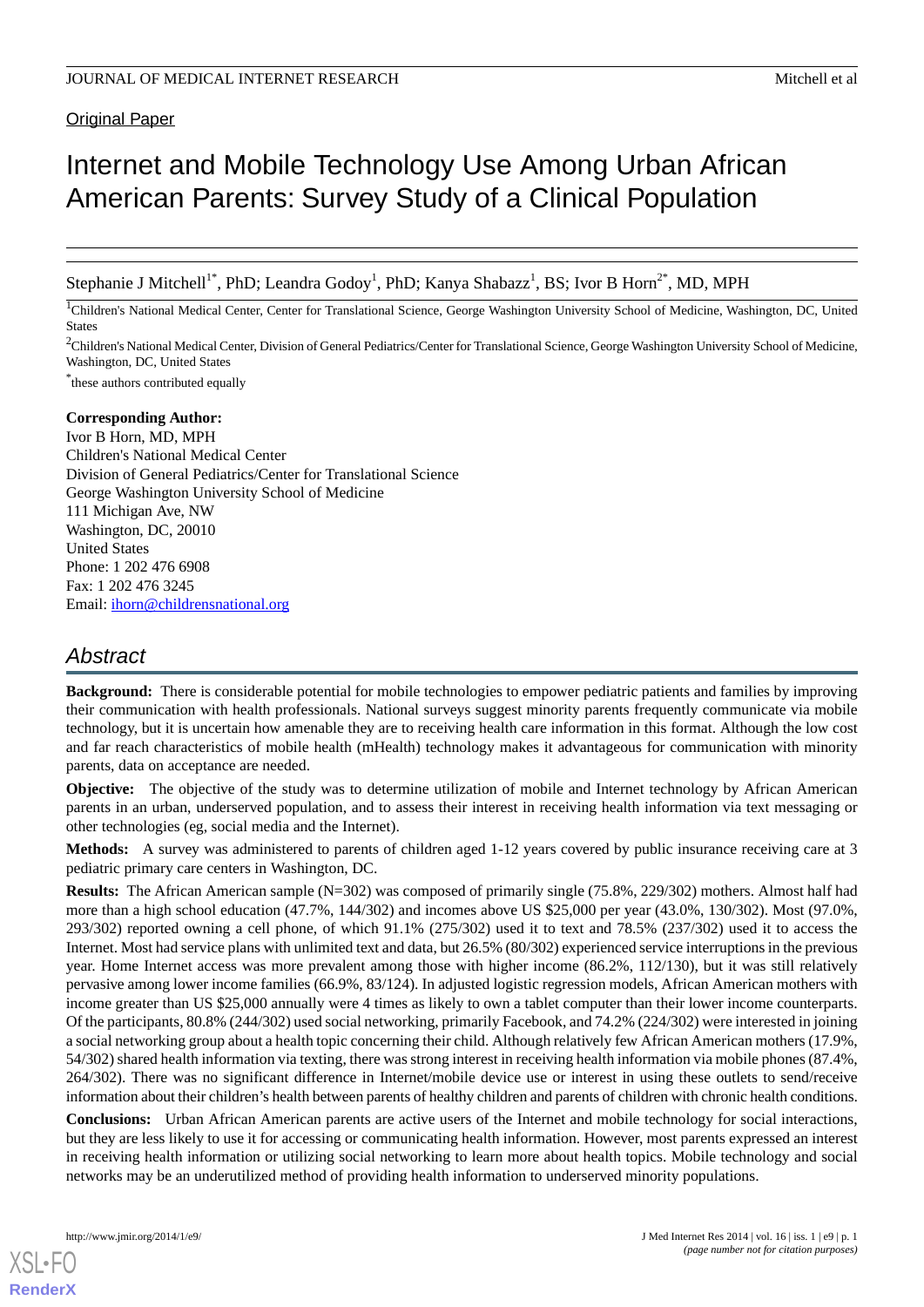Original Paper

# Internet and Mobile Technology Use Among Urban African American Parents: Survey Study of a Clinical Population

Stephanie J Mitchell[1*], PhD; Leandra Godoy[1], PhD; Kanya Shabazz[1], BS; Ivor B Horn[2*], MD, MPH

[1]Children's National Medical Center, Center for Translational Science, George Washington University School of Medicine, Washington, DC, United States

[2]Children's National Medical Center, Division of General Pediatrics/Center for Translational Science, George Washington University School of Medicine, Washington, DC, United States

[*]these authors contributed equally

**Corresponding Author:**
Ivor B Horn, MD, MPH
Children's National Medical Center
Division of General Pediatrics/Center for Translational Science
George Washington University School of Medicine
111 Michigan Ave, NW
Washington, DC, 20010
United States
Phone: 1 202 476 6908
Fax: 1 202 476 3245
Email: ihorn@childrensnational.org

## Abstract

**Background:** There is considerable potential for mobile technologies to empower pediatric patients and families by improving their communication with health professionals. National surveys suggest minority parents frequently communicate via mobile technology, but it is uncertain how amenable they are to receiving health care information in this format. Although the low cost and far reach characteristics of mobile health (mHealth) technology makes it advantageous for communication with minority parents, data on acceptance are needed.

**Objective:** The objective of the study was to determine utilization of mobile and Internet technology by African American parents in an urban, underserved population, and to assess their interest in receiving health information via text messaging or other technologies (eg, social media and the Internet).

**Methods:** A survey was administered to parents of children aged 1-12 years covered by public insurance receiving care at 3 pediatric primary care centers in Washington, DC.

**Results:** The African American sample (N=302) was composed of primarily single (75.8%, 229/302) mothers. Almost half had more than a high school education (47.7%, 144/302) and incomes above US $25,000 per year (43.0%, 130/302). Most (97.0%, 293/302) reported owning a cell phone, of which 91.1% (275/302) used it to text and 78.5% (237/302) used it to access the Internet. Most had service plans with unlimited text and data, but 26.5% (80/302) experienced service interruptions in the previous year. Home Internet access was more prevalent among those with higher income (86.2%, 112/130), but it was still relatively pervasive among lower income families (66.9%, 83/124). In adjusted logistic regression models, African American mothers with income greater than US $25,000 annually were 4 times as likely to own a tablet computer than their lower income counterparts. Of the participants, 80.8% (244/302) used social networking, primarily Facebook, and 74.2% (224/302) were interested in joining a social networking group about a health topic concerning their child. Although relatively few African American mothers (17.9%, 54/302) shared health information via texting, there was strong interest in receiving health information via mobile phones (87.4%, 264/302). There was no significant difference in Internet/mobile device use or interest in using these outlets to send/receive information about their children's health between parents of healthy children and parents of children with chronic health conditions.

**Conclusions:** Urban African American parents are active users of the Internet and mobile technology for social interactions, but they are less likely to use it for accessing or communicating health information. However, most parents expressed an interest in receiving health information or utilizing social networking to learn more about health topics. Mobile technology and social networks may be an underutilized method of providing health information to underserved minority populations.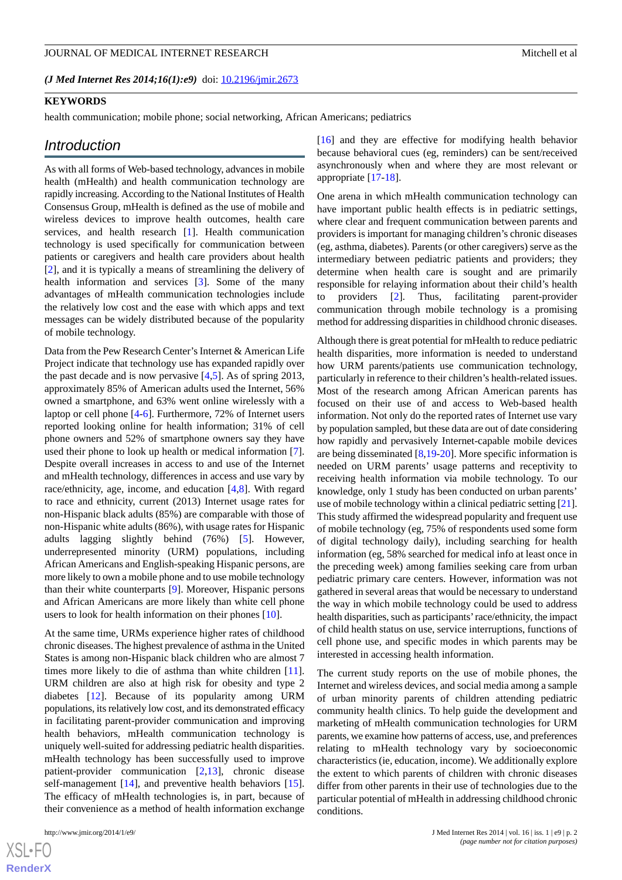(*J Med Internet Res 2014;16(1):e9*) doi: 10.2196/jmir.2673

**KEYWORDS**

health communication; mobile phone; social networking, African Americans; pediatrics

## Introduction

As with all forms of Web-based technology, advances in mobile health (mHealth) and health communication technology are rapidly increasing. According to the National Institutes of Health Consensus Group, mHealth is defined as the use of mobile and wireless devices to improve health outcomes, health care services, and health research [1]. Health communication technology is used specifically for communication between patients or caregivers and health care providers about health [2], and it is typically a means of streamlining the delivery of health information and services [3]. Some of the many advantages of mHealth communication technologies include the relatively low cost and the ease with which apps and text messages can be widely distributed because of the popularity of mobile technology.

Data from the Pew Research Center's Internet & American Life Project indicate that technology use has expanded rapidly over the past decade and is now pervasive [4,5]. As of spring 2013, approximately 85% of American adults used the Internet, 56% owned a smartphone, and 63% went online wirelessly with a laptop or cell phone [4-6]. Furthermore, 72% of Internet users reported looking online for health information; 31% of cell phone owners and 52% of smartphone owners say they have used their phone to look up health or medical information [7]. Despite overall increases in access to and use of the Internet and mHealth technology, differences in access and use vary by race/ethnicity, age, income, and education [4,8]. With regard to race and ethnicity, current (2013) Internet usage rates for non-Hispanic black adults (85%) are comparable with those of non-Hispanic white adults (86%), with usage rates for Hispanic adults lagging slightly behind (76%) [5]. However, underrepresented minority (URM) populations, including African Americans and English-speaking Hispanic persons, are more likely to own a mobile phone and to use mobile technology than their white counterparts [9]. Moreover, Hispanic persons and African Americans are more likely than white cell phone users to look for health information on their phones [10].

At the same time, URMs experience higher rates of childhood chronic diseases. The highest prevalence of asthma in the United States is among non-Hispanic black children who are almost 7 times more likely to die of asthma than white children [11]. URM children are also at high risk for obesity and type 2 diabetes [12]. Because of its popularity among URM populations, its relatively low cost, and its demonstrated efficacy in facilitating parent-provider communication and improving health behaviors, mHealth communication technology is uniquely well-suited for addressing pediatric health disparities. mHealth technology has been successfully used to improve patient-provider communication [2,13], chronic disease self-management [14], and preventive health behaviors [15]. The efficacy of mHealth technologies is, in part, because of their convenience as a method of health information exchange [16] and they are effective for modifying health behavior because behavioral cues (eg, reminders) can be sent/received asynchronously when and where they are most relevant or appropriate [17-18].

One arena in which mHealth communication technology can have important public health effects is in pediatric settings, where clear and frequent communication between parents and providers is important for managing children's chronic diseases (eg, asthma, diabetes). Parents (or other caregivers) serve as the intermediary between pediatric patients and providers; they determine when health care is sought and are primarily responsible for relaying information about their child's health to providers [2]. Thus, facilitating parent-provider communication through mobile technology is a promising method for addressing disparities in childhood chronic diseases.

Although there is great potential for mHealth to reduce pediatric health disparities, more information is needed to understand how URM parents/patients use communication technology, particularly in reference to their children's health-related issues. Most of the research among African American parents has focused on their use of and access to Web-based health information. Not only do the reported rates of Internet use vary by population sampled, but these data are out of date considering how rapidly and pervasively Internet-capable mobile devices are being disseminated [8,19-20]. More specific information is needed on URM parents' usage patterns and receptivity to receiving health information via mobile technology. To our knowledge, only 1 study has been conducted on urban parents' use of mobile technology within a clinical pediatric setting [21]. This study affirmed the widespread popularity and frequent use of mobile technology (eg, 75% of respondents used some form of digital technology daily), including searching for health information (eg, 58% searched for medical info at least once in the preceding week) among families seeking care from urban pediatric primary care centers. However, information was not gathered in several areas that would be necessary to understand the way in which mobile technology could be used to address health disparities, such as participants' race/ethnicity, the impact of child health status on use, service interruptions, functions of cell phone use, and specific modes in which parents may be interested in accessing health information.

The current study reports on the use of mobile phones, the Internet and wireless devices, and social media among a sample of urban minority parents of children attending pediatric community health clinics. To help guide the development and marketing of mHealth communication technologies for URM parents, we examine how patterns of access, use, and preferences relating to mHealth technology vary by socioeconomic characteristics (ie, education, income). We additionally explore the extent to which parents of children with chronic diseases differ from other parents in their use of technologies due to the particular potential of mHealth in addressing childhood chronic conditions.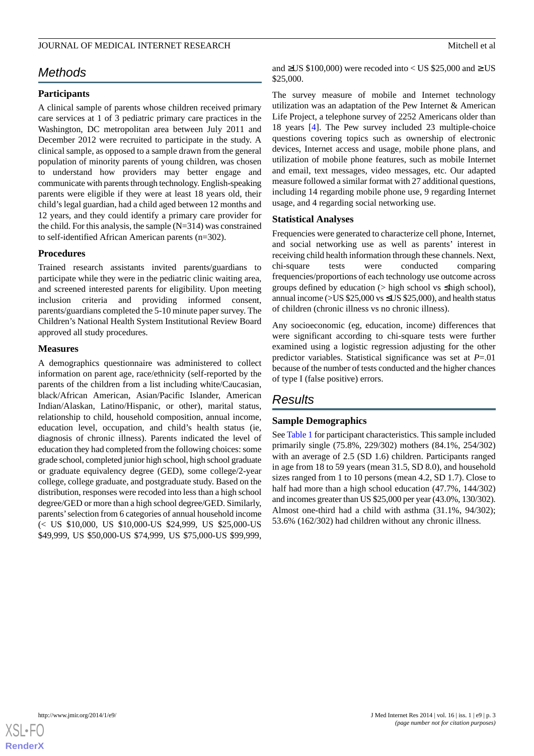## Methods

### Participants

A clinical sample of parents whose children received primary care services at 1 of 3 pediatric primary care practices in the Washington, DC metropolitan area between July 2011 and December 2012 were recruited to participate in the study. A clinical sample, as opposed to a sample drawn from the general population of minority parents of young children, was chosen to understand how providers may better engage and communicate with parents through technology. English-speaking parents were eligible if they were at least 18 years old, their child's legal guardian, had a child aged between 12 months and 12 years, and they could identify a primary care provider for the child. For this analysis, the sample (N=314) was constrained to self-identified African American parents (n=302).

### Procedures

Trained research assistants invited parents/guardians to participate while they were in the pediatric clinic waiting area, and screened interested parents for eligibility. Upon meeting inclusion criteria and providing informed consent, parents/guardians completed the 5-10 minute paper survey. The Children's National Health System Institutional Review Board approved all study procedures.

### Measures

A demographics questionnaire was administered to collect information on parent age, race/ethnicity (self-reported by the parents of the children from a list including white/Caucasian, black/African American, Asian/Pacific Islander, American Indian/Alaskan, Latino/Hispanic, or other), marital status, relationship to child, household composition, annual income, education level, occupation, and child's health status (ie, diagnosis of chronic illness). Parents indicated the level of education they had completed from the following choices: some grade school, completed junior high school, high school graduate or graduate equivalency degree (GED), some college/2-year college, college graduate, and postgraduate study. Based on the distribution, responses were recoded into less than a high school degree/GED or more than a high school degree/GED. Similarly, parents' selection from 6 categories of annual household income (< US $10,000, US $10,000-US $24,999, US $25,000-US $49,999, US $50,000-US $74,999, US $75,000-US $99,999, and ≥US $100,000) were recoded into < US $25,000 and ≥ US $25,000.

The survey measure of mobile and Internet technology utilization was an adaptation of the Pew Internet & American Life Project, a telephone survey of 2252 Americans older than 18 years [4]. The Pew survey included 23 multiple-choice questions covering topics such as ownership of electronic devices, Internet access and usage, mobile phone plans, and utilization of mobile phone features, such as mobile Internet and email, text messages, video messages, etc. Our adapted measure followed a similar format with 27 additional questions, including 14 regarding mobile phone use, 9 regarding Internet usage, and 4 regarding social networking use.

### Statistical Analyses

Frequencies were generated to characterize cell phone, Internet, and social networking use as well as parents' interest in receiving child health information through these channels. Next, chi-square tests were conducted comparing frequencies/proportions of each technology use outcome across groups defined by education (> high school vs ≤high school), annual income (>US $25,000 vs ≤US $25,000), and health status of children (chronic illness vs no chronic illness).

Any socioeconomic (eg, education, income) differences that were significant according to chi-square tests were further examined using a logistic regression adjusting for the other predictor variables. Statistical significance was set at $P$=.01 because of the number of tests conducted and the higher chances of type I (false positive) errors.

## Results

### Sample Demographics

See Table 1 for participant characteristics. This sample included primarily single (75.8%, 229/302) mothers (84.1%, 254/302) with an average of 2.5 (SD 1.6) children. Participants ranged in age from 18 to 59 years (mean 31.5, SD 8.0), and household sizes ranged from 1 to 10 persons (mean 4.2, SD 1.7). Close to half had more than a high school education (47.7%, 144/302) and incomes greater than US $25,000 per year (43.0%, 130/302). Almost one-third had a child with asthma (31.1%, 94/302); 53.6% (162/302) had children without any chronic illness.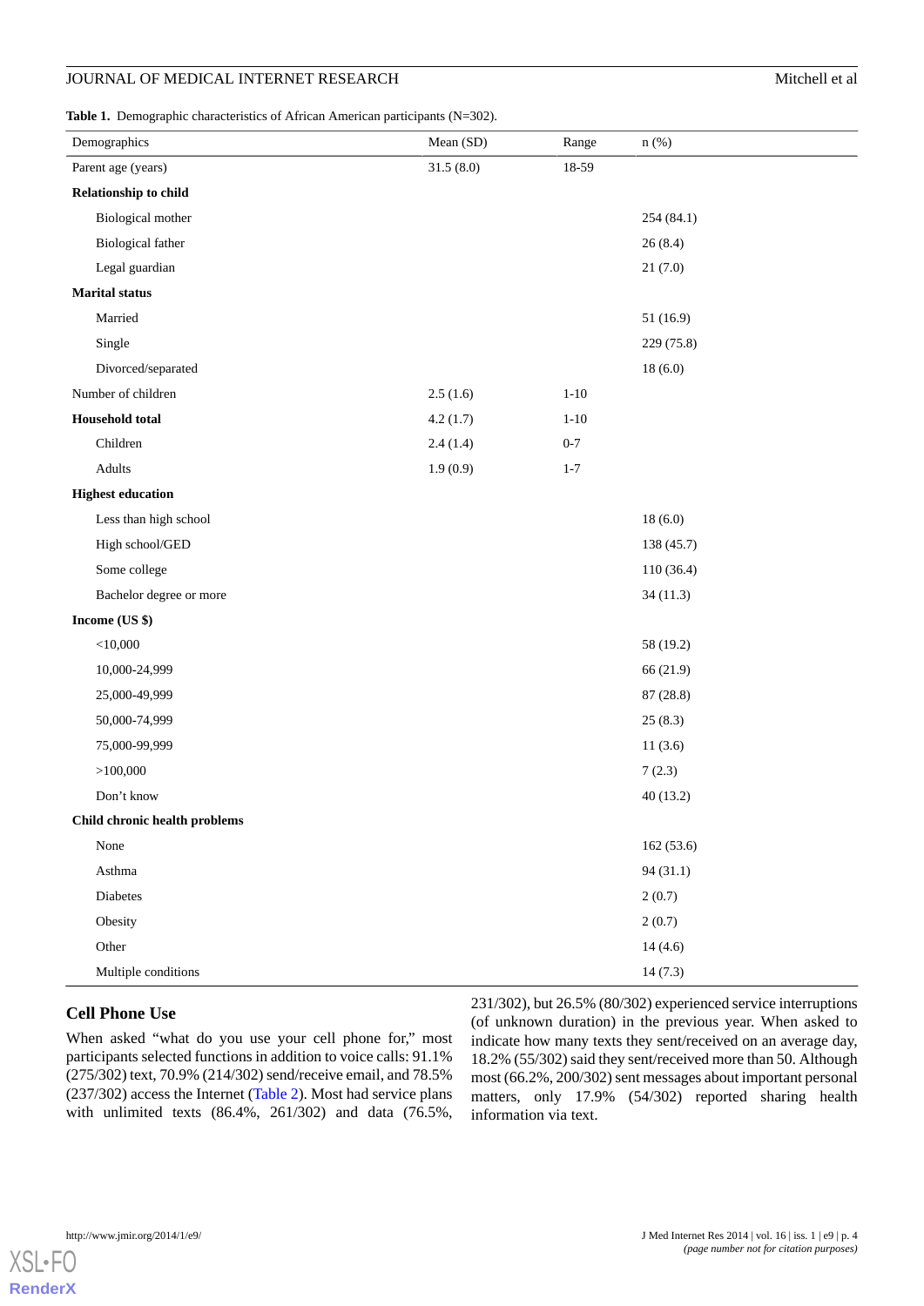**Table 1.** Demographic characteristics of African American participants (N=302).

| Demographics | Mean (SD) | Range | n (%) |
|---|---|---|---|
| Parent age (years) | 31.5 (8.0) | 18-59 | |
| **Relationship to child** | | | |
| Biological mother | | | 254 (84.1) |
| Biological father | | | 26 (8.4) |
| Legal guardian | | | 21 (7.0) |
| **Marital status** | | | |
| Married | | | 51 (16.9) |
| Single | | | 229 (75.8) |
| Divorced/separated | | | 18 (6.0) |
| Number of children | 2.5 (1.6) | 1-10 | |
| **Household total** | 4.2 (1.7) | 1-10 | |
| Children | 2.4 (1.4) | 0-7 | |
| Adults | 1.9 (0.9) | 1-7 | |
| **Highest education** | | | |
| Less than high school | | | 18 (6.0) |
| High school/GED | | | 138 (45.7) |
| Some college | | | 110 (36.4) |
| Bachelor degree or more | | | 34 (11.3) |
| **Income (US $)** | | | |
| <10,000 | | | 58 (19.2) |
| 10,000-24,999 | | | 66 (21.9) |
| 25,000-49,999 | | | 87 (28.8) |
| 50,000-74,999 | | | 25 (8.3) |
| 75,000-99,999 | | | 11 (3.6) |
| >100,000 | | | 7 (2.3) |
| Don't know | | | 40 (13.2) |
| **Child chronic health problems** | | | |
| None | | | 162 (53.6) |
| Asthma | | | 94 (31.1) |
| Diabetes | | | 2 (0.7) |
| Obesity | | | 2 (0.7) |
| Other | | | 14 (4.6) |
| Multiple conditions | | | 14 (7.3) |

## Cell Phone Use

When asked "what do you use your cell phone for," most participants selected functions in addition to voice calls: 91.1% (275/302) text, 70.9% (214/302) send/receive email, and 78.5% (237/302) access the Internet (Table 2). Most had service plans with unlimited texts (86.4%, 261/302) and data (76.5%, 231/302), but 26.5% (80/302) experienced service interruptions (of unknown duration) in the previous year. When asked to indicate how many texts they sent/received on an average day, 18.2% (55/302) said they sent/received more than 50. Although most (66.2%, 200/302) sent messages about important personal matters, only 17.9% (54/302) reported sharing health information via text.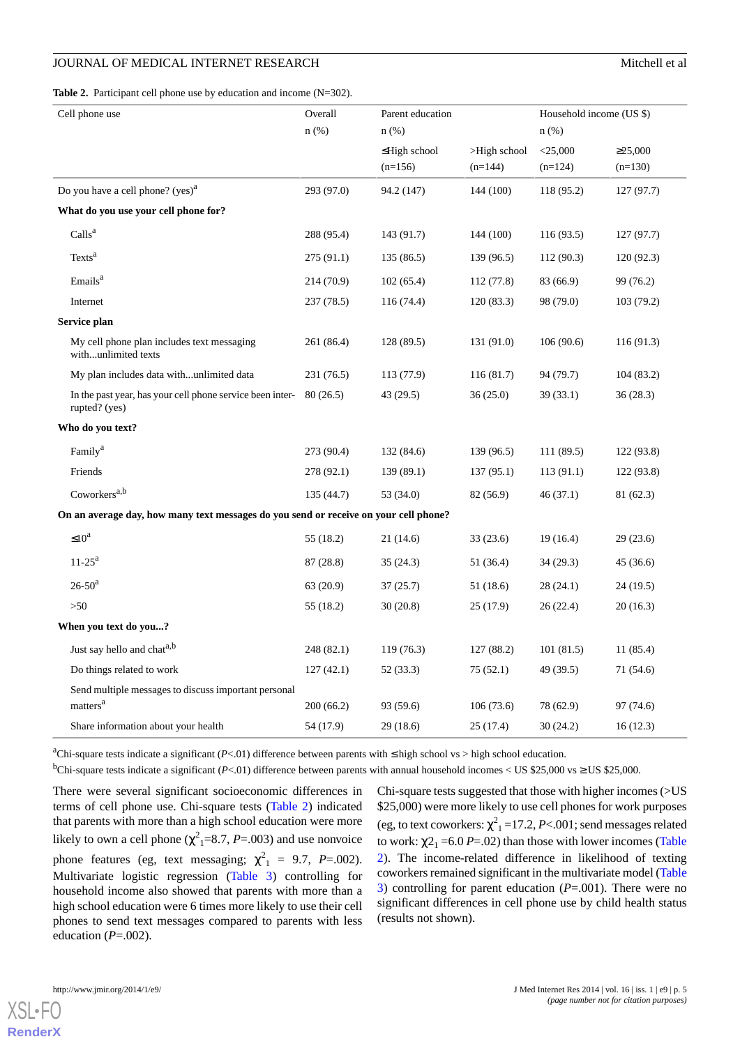**Table 2.** Participant cell phone use by education and income (N=302).

| Cell phone use | Overall n (%) | Parent education n (%) | | Household income (US $) n (%) | |
|---|---|---|---|---|---|
| | | ≤High school (n=156) | >High school (n=144) | <25,000 (n=124) | ≥25,000 (n=130) |
| Do you have a cell phone? (yes)[a] | 293 (97.0) | 94.2 (147) | 144 (100) | 118 (95.2) | 127 (97.7) |
| **What do you use your cell phone for?** | | | | | |
| Calls[a] | 288 (95.4) | 143 (91.7) | 144 (100) | 116 (93.5) | 127 (97.7) |
| Texts[a] | 275 (91.1) | 135 (86.5) | 139 (96.5) | 112 (90.3) | 120 (92.3) |
| Emails[a] | 214 (70.9) | 102 (65.4) | 112 (77.8) | 83 (66.9) | 99 (76.2) |
| Internet | 237 (78.5) | 116 (74.4) | 120 (83.3) | 98 (79.0) | 103 (79.2) |
| **Service plan** | | | | | |
| My cell phone plan includes text messaging with...unlimited texts | 261 (86.4) | 128 (89.5) | 131 (91.0) | 106 (90.6) | 116 (91.3) |
| My plan includes data with...unlimited data | 231 (76.5) | 113 (77.9) | 116 (81.7) | 94 (79.7) | 104 (83.2) |
| In the past year, has your cell phone service been interrupted? (yes) | 80 (26.5) | 43 (29.5) | 36 (25.0) | 39 (33.1) | 36 (28.3) |
| **Who do you text?** | | | | | |
| Family[a] | 273 (90.4) | 132 (84.6) | 139 (96.5) | 111 (89.5) | 122 (93.8) |
| Friends | 278 (92.1) | 139 (89.1) | 137 (95.1) | 113 (91.1) | 122 (93.8) |
| Coworkers[a,b] | 135 (44.7) | 53 (34.0) | 82 (56.9) | 46 (37.1) | 81 (62.3) |
| **On an average day, how many text messages do you send or receive on your cell phone?** | | | | | |
| ≤10[a] | 55 (18.2) | 21 (14.6) | 33 (23.6) | 19 (16.4) | 29 (23.6) |
| 11-25[a] | 87 (28.8) | 35 (24.3) | 51 (36.4) | 34 (29.3) | 45 (36.6) |
| 26-50[a] | 63 (20.9) | 37 (25.7) | 51 (18.6) | 28 (24.1) | 24 (19.5) |
| >50 | 55 (18.2) | 30 (20.8) | 25 (17.9) | 26 (22.4) | 20 (16.3) |
| **When you text do you...?** | | | | | |
| Just say hello and chat[a,b] | 248 (82.1) | 119 (76.3) | 127 (88.2) | 101 (81.5) | 11 (85.4) |
| Do things related to work | 127 (42.1) | 52 (33.3) | 75 (52.1) | 49 (39.5) | 71 (54.6) |
| Send multiple messages to discuss important personal matters[a] | 200 (66.2) | 93 (59.6) | 106 (73.6) | 78 (62.9) | 97 (74.6) |
| Share information about your health | 54 (17.9) | 29 (18.6) | 25 (17.4) | 30 (24.2) | 16 (12.3) |

[a]Chi-square tests indicate a significant (*P*<.01) difference between parents with ≤high school vs > high school education.

[b]Chi-square tests indicate a significant (*P*<.01) difference between parents with annual household incomes < US $25,000 vs ≥US $25,000.

There were several significant socioeconomic differences in terms of cell phone use. Chi-square tests (Table 2) indicated that parents with more than a high school education were more likely to own a cell phone ($\chi^2_1$=8.7, *P*=.003) and use nonvoice phone features (eg, text messaging; $\chi^2_1$ = 9.7, *P*=.002). Multivariate logistic regression (Table 3) controlling for household income also showed that parents with more than a high school education were 6 times more likely to use their cell phones to send text messages compared to parents with less education (*P*=.002).

Chi-square tests suggested that those with higher incomes (>US $25,000) were more likely to use cell phones for work purposes (eg, to text coworkers: $\chi^2_1$ =17.2, *P*<.001; send messages related to work: $\chi2_1$ =6.0 *P*=.02) than those with lower incomes (Table 2). The income-related difference in likelihood of texting coworkers remained significant in the multivariate model (Table 3) controlling for parent education (*P*=.001). There were no significant differences in cell phone use by child health status (results not shown).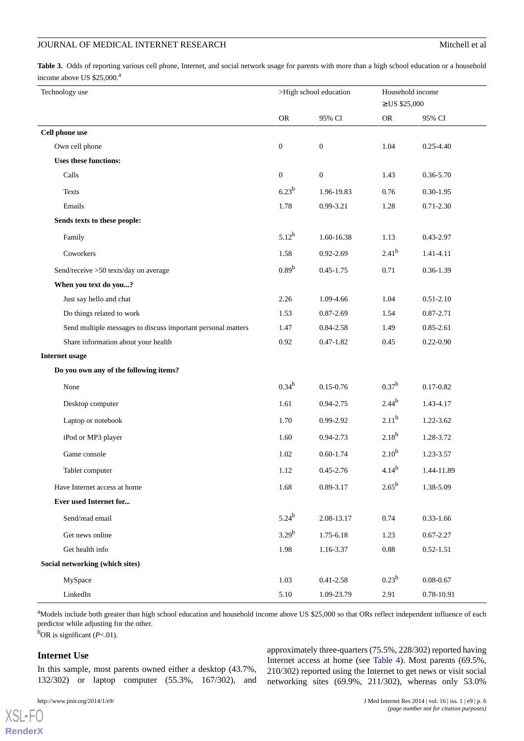**Table 3.** Odds of reporting various cell phone, Internet, and social network usage for parents with more than a high school education or a household income above US $25,000.[a]

| Technology use | >High school education | | Household income ≥US $25,000 | |
|---|---|---|---|---|
| | OR | 95% CI | OR | 95% CI |
| **Cell phone use** | | | | |
| Own cell phone | 0 | 0 | 1.04 | 0.25-4.40 |
| **Uses these functions:** | | | | |
| Calls | 0 | 0 | 1.43 | 0.36-5.70 |
| Texts | 6.23[b] | 1.96-19.83 | 0.76 | 0.30-1.95 |
| Emails | 1.78 | 0.99-3.21 | 1.28 | 0.71-2.30 |
| **Sends texts to these people:** | | | | |
| Family | 5.12[b] | 1.60-16.38 | 1.13 | 0.43-2.97 |
| Coworkers | 1.58 | 0.92-2.69 | 2.41[b] | 1.41-4.11 |
| Send/receive >50 texts/day on average | 0.89[b] | 0.45-1.75 | 0.71 | 0.36-1.39 |
| **When you text do you...?** | | | | |
| Just say hello and chat | 2.26 | 1.09-4.66 | 1.04 | 0.51-2.10 |
| Do things related to work | 1.53 | 0.87-2.69 | 1.54 | 0.87-2.71 |
| Send multiple messages to discuss important personal matters | 1.47 | 0.84-2.58 | 1.49 | 0.85-2.61 |
| Share information about your health | 0.92 | 0.47-1.82 | 0.45 | 0.22-0.90 |
| **Internet usage** | | | | |
| **Do you own any of the following items?** | | | | |
| None | 0.34[b] | 0.15-0.76 | 0.37[b] | 0.17-0.82 |
| Desktop computer | 1.61 | 0.94-2.75 | 2.44[b] | 1.43-4.17 |
| Laptop or notebook | 1.70 | 0.99-2.92 | 2.11[b] | 1.22-3.62 |
| iPod or MP3 player | 1.60 | 0.94-2.73 | 2.18[b] | 1.28-3.72 |
| Game console | 1.02 | 0.60-1.74 | 2.10[b] | 1.23-3.57 |
| Tablet computer | 1.12 | 0.45-2.76 | 4.14[b] | 1.44-11.89 |
| Have Internet access at home | 1.68 | 0.89-3.17 | 2.65[b] | 1.38-5.09 |
| **Ever used Internet for...** | | | | |
| Send/read email | 5.24[b] | 2.08-13.17 | 0.74 | 0.33-1.66 |
| Get news online | 3.29[b] | 1.75-6.18 | 1.23 | 0.67-2.27 |
| Get health info | 1.98 | 1.16-3.37 | 0.88 | 0.52-1.51 |
| **Social networking (which sites)** | | | | |
| MySpace | 1.03 | 0.41-2.58 | 0.23[b] | 0.08-0.67 |
| LinkedIn | 5.10 | 1.09-23.79 | 2.91 | 0.78-10.91 |

[a]Models include both greater than high school education and household income above US $25,000 so that ORs reflect independent influence of each predictor while adjusting for the other.

[b]OR is significant (*P*<.01).

## Internet Use

In this sample, most parents owned either a desktop (43.7%, 132/302) or laptop computer (55.3%, 167/302), and approximately three-quarters (75.5%, 228/302) reported having Internet access at home (see Table 4). Most parents (69.5%, 210/302) reported using the Internet to get news or visit social networking sites (69.9%, 211/302), whereas only 53.0%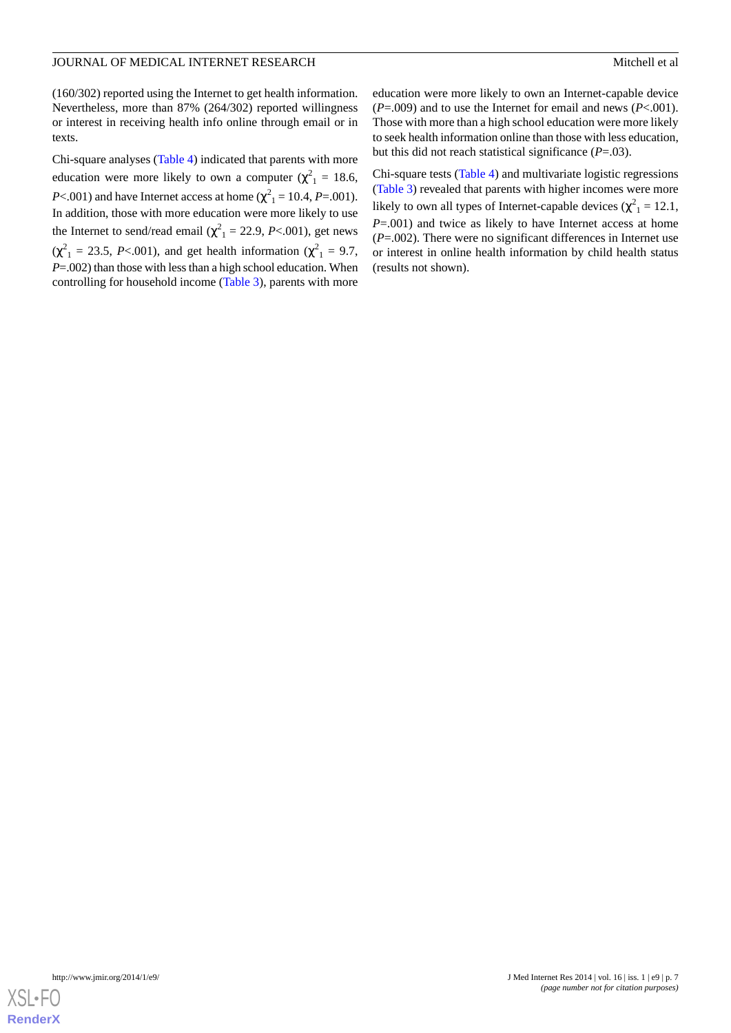(160/302) reported using the Internet to get health information. Nevertheless, more than 87% (264/302) reported willingness or interest in receiving health info online through email or in texts.

Chi-square analyses (Table 4) indicated that parents with more education were more likely to own a computer ($\chi^2_1$ = 18.6, *P*<.001) and have Internet access at home ($\chi^2_1$ = 10.4, *P*=.001). In addition, those with more education were more likely to use the Internet to send/read email ($\chi^2_1$ = 22.9, *P*<.001), get news ($\chi^2_1$ = 23.5, *P*<.001), and get health information ($\chi^2_1$ = 9.7, *P*=.002) than those with less than a high school education. When controlling for household income (Table 3), parents with more education were more likely to own an Internet-capable device (*P*=.009) and to use the Internet for email and news (*P*<.001). Those with more than a high school education were more likely to seek health information online than those with less education, but this did not reach statistical significance (*P*=.03).

Chi-square tests (Table 4) and multivariate logistic regressions (Table 3) revealed that parents with higher incomes were more likely to own all types of Internet-capable devices ($\chi^2_1$ = 12.1, *P*=.001) and twice as likely to have Internet access at home (*P*=.002). There were no significant differences in Internet use or interest in online health information by child health status (results not shown).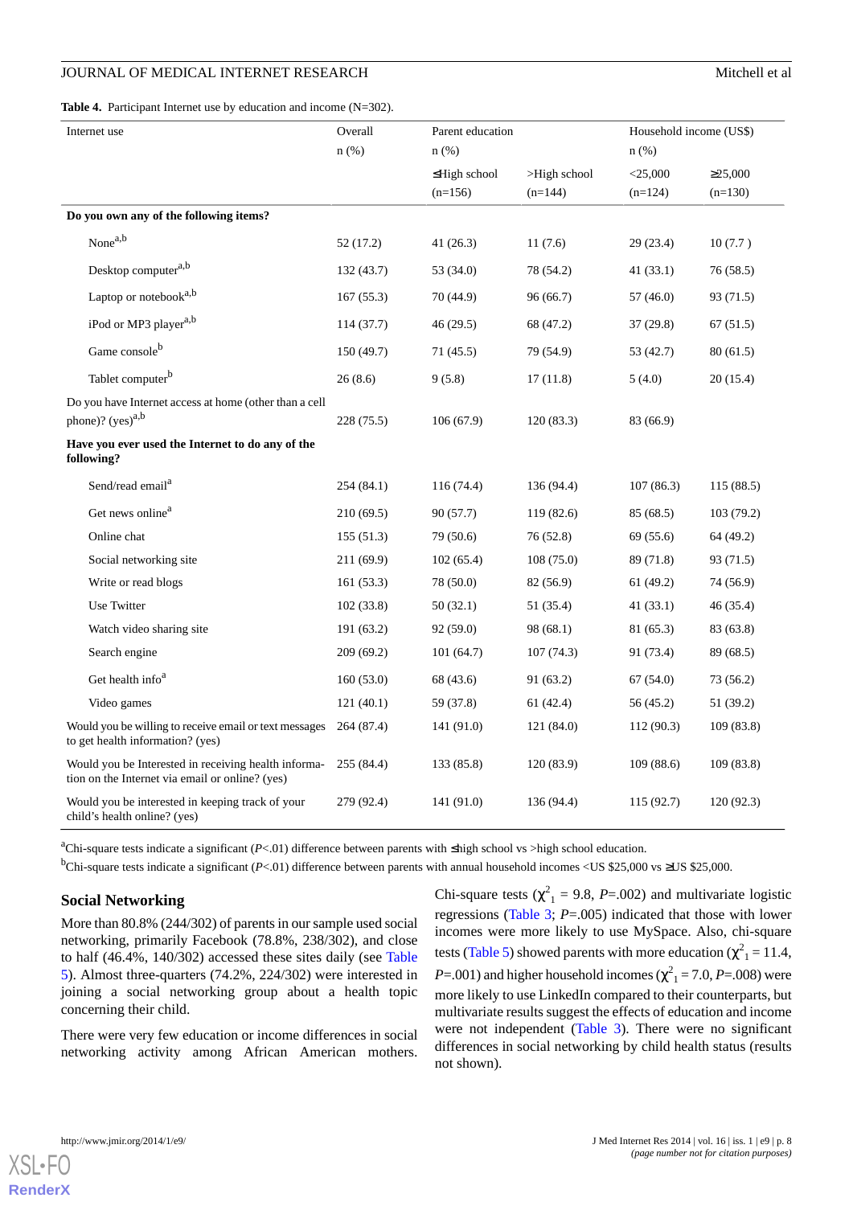**Table 4.** Participant Internet use by education and income (N=302).

| Internet use | Overall n (%) | Parent education n (%) | | Household income (US$) n (%) | |
|---|---|---|---|---|---|
| | | ≤High school (n=156) | >High school (n=144) | <25,000 (n=124) | ≥25,000 (n=130) |
| **Do you own any of the following items?** | | | | | |
| None[a,b] | 52 (17.2) | 41 (26.3) | 11 (7.6) | 29 (23.4) | 10 (7.7 ) |
| Desktop computer[a,b] | 132 (43.7) | 53 (34.0) | 78 (54.2) | 41 (33.1) | 76 (58.5) |
| Laptop or notebook[a,b] | 167 (55.3) | 70 (44.9) | 96 (66.7) | 57 (46.0) | 93 (71.5) |
| iPod or MP3 player[a,b] | 114 (37.7) | 46 (29.5) | 68 (47.2) | 37 (29.8) | 67 (51.5) |
| Game console[b] | 150 (49.7) | 71 (45.5) | 79 (54.9) | 53 (42.7) | 80 (61.5) |
| Tablet computer[b] | 26 (8.6) | 9 (5.8) | 17 (11.8) | 5 (4.0) | 20 (15.4) |
| Do you have Internet access at home (other than a cell phone)? (yes)[a,b] | 228 (75.5) | 106 (67.9) | 120 (83.3) | 83 (66.9) | |
| **Have you ever used the Internet to do any of the following?** | | | | | |
| Send/read email[a] | 254 (84.1) | 116 (74.4) | 136 (94.4) | 107 (86.3) | 115 (88.5) |
| Get news online[a] | 210 (69.5) | 90 (57.7) | 119 (82.6) | 85 (68.5) | 103 (79.2) |
| Online chat | 155 (51.3) | 79 (50.6) | 76 (52.8) | 69 (55.6) | 64 (49.2) |
| Social networking site | 211 (69.9) | 102 (65.4) | 108 (75.0) | 89 (71.8) | 93 (71.5) |
| Write or read blogs | 161 (53.3) | 78 (50.0) | 82 (56.9) | 61 (49.2) | 74 (56.9) |
| Use Twitter | 102 (33.8) | 50 (32.1) | 51 (35.4) | 41 (33.1) | 46 (35.4) |
| Watch video sharing site | 191 (63.2) | 92 (59.0) | 98 (68.1) | 81 (65.3) | 83 (63.8) |
| Search engine | 209 (69.2) | 101 (64.7) | 107 (74.3) | 91 (73.4) | 89 (68.5) |
| Get health info[a] | 160 (53.0) | 68 (43.6) | 91 (63.2) | 67 (54.0) | 73 (56.2) |
| Video games | 121 (40.1) | 59 (37.8) | 61 (42.4) | 56 (45.2) | 51 (39.2) |
| Would you be willing to receive email or text messages to get health information? (yes) | 264 (87.4) | 141 (91.0) | 121 (84.0) | 112 (90.3) | 109 (83.8) |
| Would you be Interested in receiving health information on the Internet via email or online? (yes) | 255 (84.4) | 133 (85.8) | 120 (83.9) | 109 (88.6) | 109 (83.8) |
| Would you be interested in keeping track of your child's health online? (yes) | 279 (92.4) | 141 (91.0) | 136 (94.4) | 115 (92.7) | 120 (92.3) |

[a]Chi-square tests indicate a significant (*P*<.01) difference between parents with ≤high school vs >high school education.

[b]Chi-square tests indicate a significant (*P*<.01) difference between parents with annual household incomes <US $25,000 vs ≥US $25,000.

## Social Networking

More than 80.8% (244/302) of parents in our sample used social networking, primarily Facebook (78.8%, 238/302), and close to half (46.4%, 140/302) accessed these sites daily (see Table 5). Almost three-quarters (74.2%, 224/302) were interested in joining a social networking group about a health topic concerning their child.

There were very few education or income differences in social networking activity among African American mothers. Chi-square tests ($\chi^2_1$ = 9.8, *P*=.002) and multivariate logistic regressions (Table 3; *P*=.005) indicated that those with lower incomes were more likely to use MySpace. Also, chi-square tests (Table 5) showed parents with more education ($\chi^2_1$ = 11.4, *P*=.001) and higher household incomes ($\chi^2_1$ = 7.0, *P*=.008) were more likely to use LinkedIn compared to their counterparts, but multivariate results suggest the effects of education and income were not independent (Table 3). There were no significant differences in social networking by child health status (results not shown).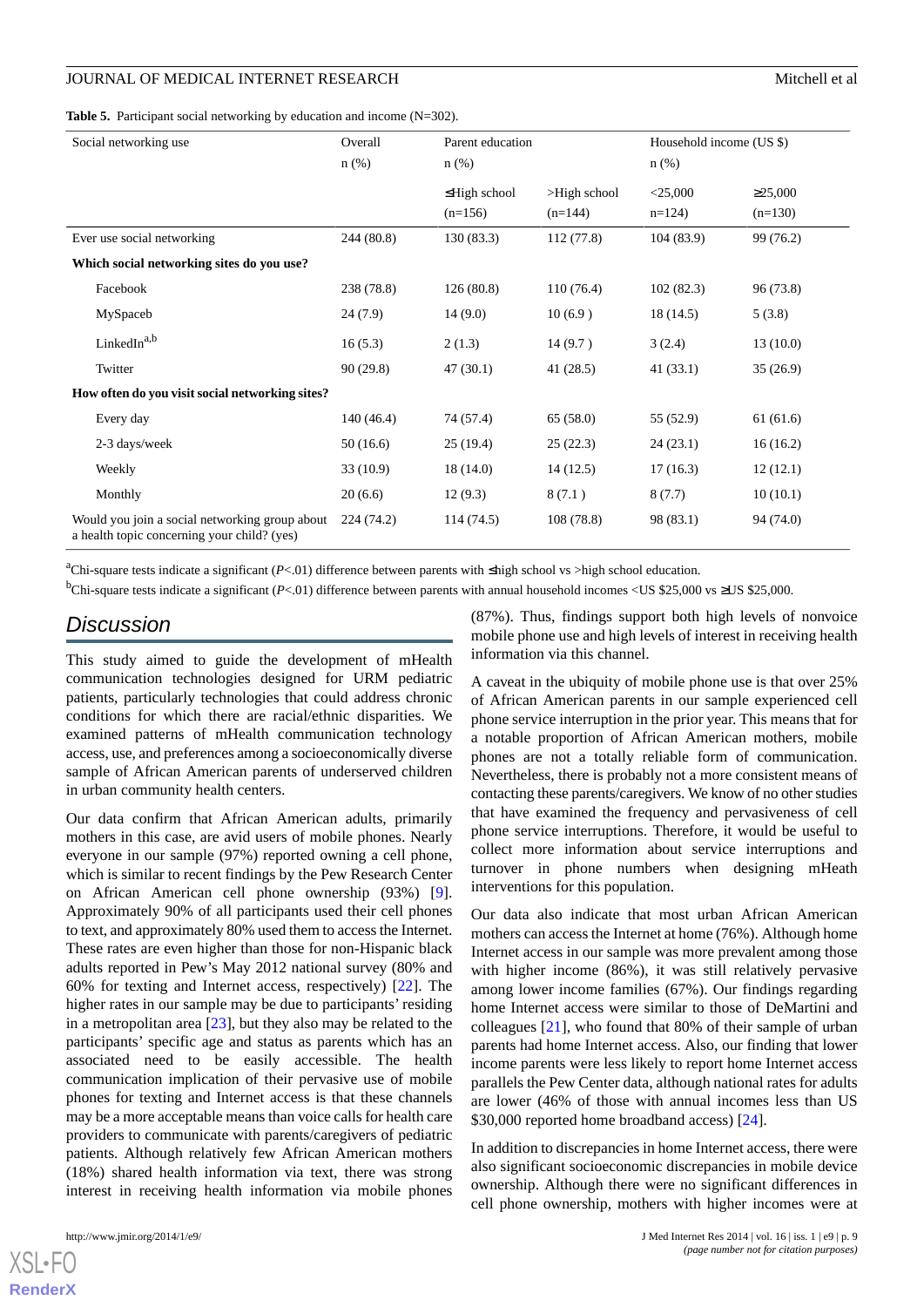**Table 5.** Participant social networking by education and income (N=302).

| Social networking use | Overall n (%) | Parent education n (%) | | Household income (US $) n (%) | |
|---|---|---|---|---|---|
| | | ≤High school (n=156) | >High school (n=144) | <25,000 n=124) | ≥25,000 (n=130) |
| Ever use social networking | 244 (80.8) | 130 (83.3) | 112 (77.8) | 104 (83.9) | 99 (76.2) |
| **Which social networking sites do you use?** | | | | | |
| Facebook | 238 (78.8) | 126 (80.8) | 110 (76.4) | 102 (82.3) | 96 (73.8) |
| MySpaceb | 24 (7.9) | 14 (9.0) | 10 (6.9 ) | 18 (14.5) | 5 (3.8) |
| LinkedIn[a,b] | 16 (5.3) | 2 (1.3) | 14 (9.7 ) | 3 (2.4) | 13 (10.0) |
| Twitter | 90 (29.8) | 47 (30.1) | 41 (28.5) | 41 (33.1) | 35 (26.9) |
| **How often do you visit social networking sites?** | | | | | |
| Every day | 140 (46.4) | 74 (57.4) | 65 (58.0) | 55 (52.9) | 61 (61.6) |
| 2-3 days/week | 50 (16.6) | 25 (19.4) | 25 (22.3) | 24 (23.1) | 16 (16.2) |
| Weekly | 33 (10.9) | 18 (14.0) | 14 (12.5) | 17 (16.3) | 12 (12.1) |
| Monthly | 20 (6.6) | 12 (9.3) | 8 (7.1 ) | 8 (7.7) | 10 (10.1) |
| Would you join a social networking group about a health topic concerning your child? (yes) | 224 (74.2) | 114 (74.5) | 108 (78.8) | 98 (83.1) | 94 (74.0) |

[a]Chi-square tests indicate a significant (*P*<.01) difference between parents with ≤high school vs >high school education.

[b]Chi-square tests indicate a significant (*P*<.01) difference between parents with annual household incomes <US $25,000 vs ≥US $25,000.

## Discussion

This study aimed to guide the development of mHealth communication technologies designed for URM pediatric patients, particularly technologies that could address chronic conditions for which there are racial/ethnic disparities. We examined patterns of mHealth communication technology access, use, and preferences among a socioeconomically diverse sample of African American parents of underserved children in urban community health centers.

Our data confirm that African American adults, primarily mothers in this case, are avid users of mobile phones. Nearly everyone in our sample (97%) reported owning a cell phone, which is similar to recent findings by the Pew Research Center on African American cell phone ownership (93%) [9]. Approximately 90% of all participants used their cell phones to text, and approximately 80% used them to access the Internet. These rates are even higher than those for non-Hispanic black adults reported in Pew's May 2012 national survey (80% and 60% for texting and Internet access, respectively) [22]. The higher rates in our sample may be due to participants' residing in a metropolitan area [23], but they also may be related to the participants' specific age and status as parents which has an associated need to be easily accessible. The health communication implication of their pervasive use of mobile phones for texting and Internet access is that these channels may be a more acceptable means than voice calls for health care providers to communicate with parents/caregivers of pediatric patients. Although relatively few African American mothers (18%) shared health information via text, there was strong interest in receiving health information via mobile phones (87%). Thus, findings support both high levels of nonvoice mobile phone use and high levels of interest in receiving health information via this channel.

A caveat in the ubiquity of mobile phone use is that over 25% of African American parents in our sample experienced cell phone service interruption in the prior year. This means that for a notable proportion of African American mothers, mobile phones are not a totally reliable form of communication. Nevertheless, there is probably not a more consistent means of contacting these parents/caregivers. We know of no other studies that have examined the frequency and pervasiveness of cell phone service interruptions. Therefore, it would be useful to collect more information about service interruptions and turnover in phone numbers when designing mHeath interventions for this population.

Our data also indicate that most urban African American mothers can access the Internet at home (76%). Although home Internet access in our sample was more prevalent among those with higher income (86%), it was still relatively pervasive among lower income families (67%). Our findings regarding home Internet access were similar to those of DeMartini and colleagues [21], who found that 80% of their sample of urban parents had home Internet access. Also, our finding that lower income parents were less likely to report home Internet access parallels the Pew Center data, although national rates for adults are lower (46% of those with annual incomes less than US $30,000 reported home broadband access) [24].

In addition to discrepancies in home Internet access, there were also significant socioeconomic discrepancies in mobile device ownership. Although there were no significant differences in cell phone ownership, mothers with higher incomes were at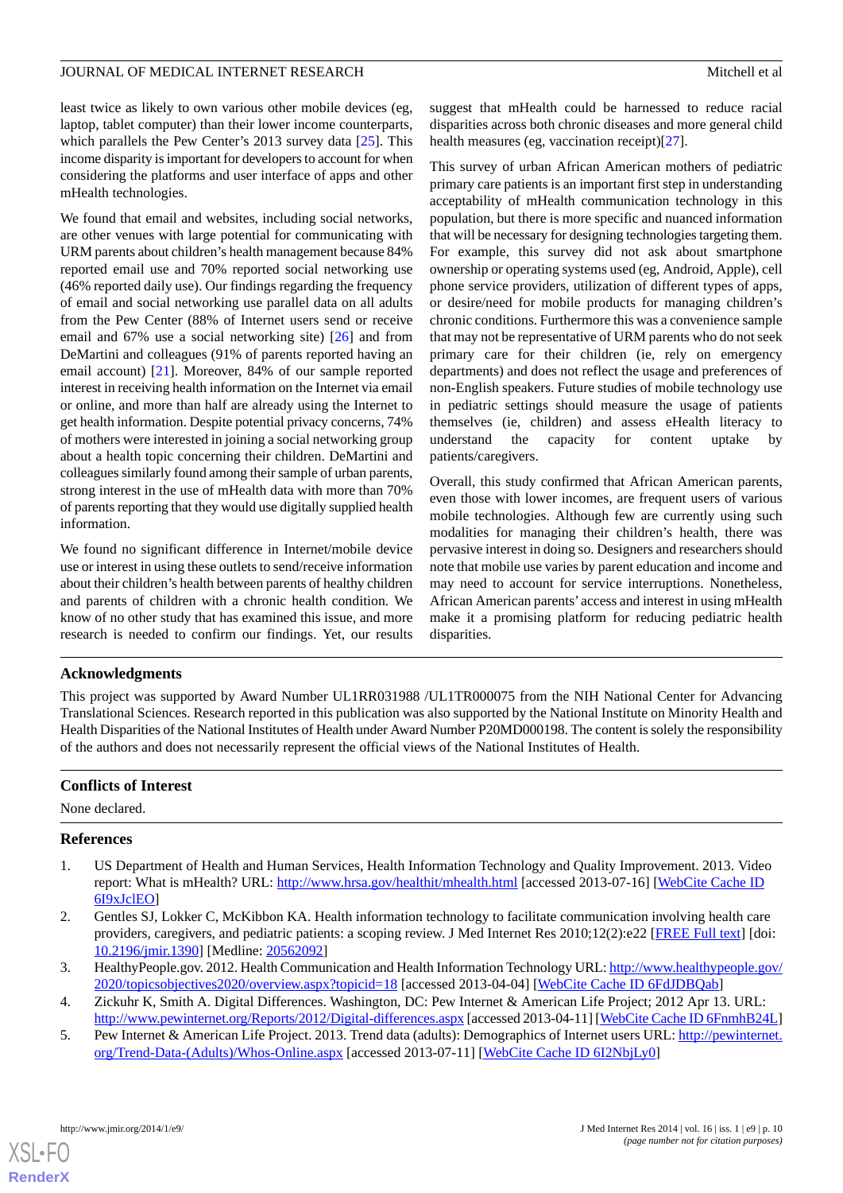least twice as likely to own various other mobile devices (eg, laptop, tablet computer) than their lower income counterparts, which parallels the Pew Center's 2013 survey data [25]. This income disparity is important for developers to account for when considering the platforms and user interface of apps and other mHealth technologies.

We found that email and websites, including social networks, are other venues with large potential for communicating with URM parents about children's health management because 84% reported email use and 70% reported social networking use (46% reported daily use). Our findings regarding the frequency of email and social networking use parallel data on all adults from the Pew Center (88% of Internet users send or receive email and 67% use a social networking site) [26] and from DeMartini and colleagues (91% of parents reported having an email account) [21]. Moreover, 84% of our sample reported interest in receiving health information on the Internet via email or online, and more than half are already using the Internet to get health information. Despite potential privacy concerns, 74% of mothers were interested in joining a social networking group about a health topic concerning their children. DeMartini and colleagues similarly found among their sample of urban parents, strong interest in the use of mHealth data with more than 70% of parents reporting that they would use digitally supplied health information.

We found no significant difference in Internet/mobile device use or interest in using these outlets to send/receive information about their children's health between parents of healthy children and parents of children with a chronic health condition. We know of no other study that has examined this issue, and more research is needed to confirm our findings. Yet, our results suggest that mHealth could be harnessed to reduce racial disparities across both chronic diseases and more general child health measures (eg, vaccination receipt)[27].

This survey of urban African American mothers of pediatric primary care patients is an important first step in understanding acceptability of mHealth communication technology in this population, but there is more specific and nuanced information that will be necessary for designing technologies targeting them. For example, this survey did not ask about smartphone ownership or operating systems used (eg, Android, Apple), cell phone service providers, utilization of different types of apps, or desire/need for mobile products for managing children's chronic conditions. Furthermore this was a convenience sample that may not be representative of URM parents who do not seek primary care for their children (ie, rely on emergency departments) and does not reflect the usage and preferences of non-English speakers. Future studies of mobile technology use in pediatric settings should measure the usage of patients themselves (ie, children) and assess eHealth literacy to understand the capacity for content uptake by patients/caregivers.

Overall, this study confirmed that African American parents, even those with lower incomes, are frequent users of various mobile technologies. Although few are currently using such modalities for managing their children's health, there was pervasive interest in doing so. Designers and researchers should note that mobile use varies by parent education and income and may need to account for service interruptions. Nonetheless, African American parents' access and interest in using mHealth make it a promising platform for reducing pediatric health disparities.

## Acknowledgments

This project was supported by Award Number UL1RR031988 /UL1TR000075 from the NIH National Center for Advancing Translational Sciences. Research reported in this publication was also supported by the National Institute on Minority Health and Health Disparities of the National Institutes of Health under Award Number P20MD000198. The content is solely the responsibility of the authors and does not necessarily represent the official views of the National Institutes of Health.

## Conflicts of Interest

None declared.

## References

1. US Department of Health and Human Services, Health Information Technology and Quality Improvement. 2013. Video report: What is mHealth? URL: http://www.hrsa.gov/healthit/mhealth.html [accessed 2013-07-16] [WebCite Cache ID 6I9xJclEO]
2. Gentles SJ, Lokker C, McKibbon KA. Health information technology to facilitate communication involving health care providers, caregivers, and pediatric patients: a scoping review. J Med Internet Res 2010;12(2):e22 [FREE Full text] [doi: 10.2196/jmir.1390] [Medline: 20562092]
3. HealthyPeople.gov. 2012. Health Communication and Health Information Technology URL: http://www.healthypeople.gov/2020/topicsobjectives2020/overview.aspx?topicid=18 [accessed 2013-04-04] [WebCite Cache ID 6FdJDBQab]
4. Zickuhr K, Smith A. Digital Differences. Washington, DC: Pew Internet & American Life Project; 2012 Apr 13. URL: http://www.pewinternet.org/Reports/2012/Digital-differences.aspx [accessed 2013-04-11] [WebCite Cache ID 6FnmhB24L]
5. Pew Internet & American Life Project. 2013. Trend data (adults): Demographics of Internet users URL: http://pewinternet.org/Trend-Data-(Adults)/Whos-Online.aspx [accessed 2013-07-11] [WebCite Cache ID 6I2NbjLy0]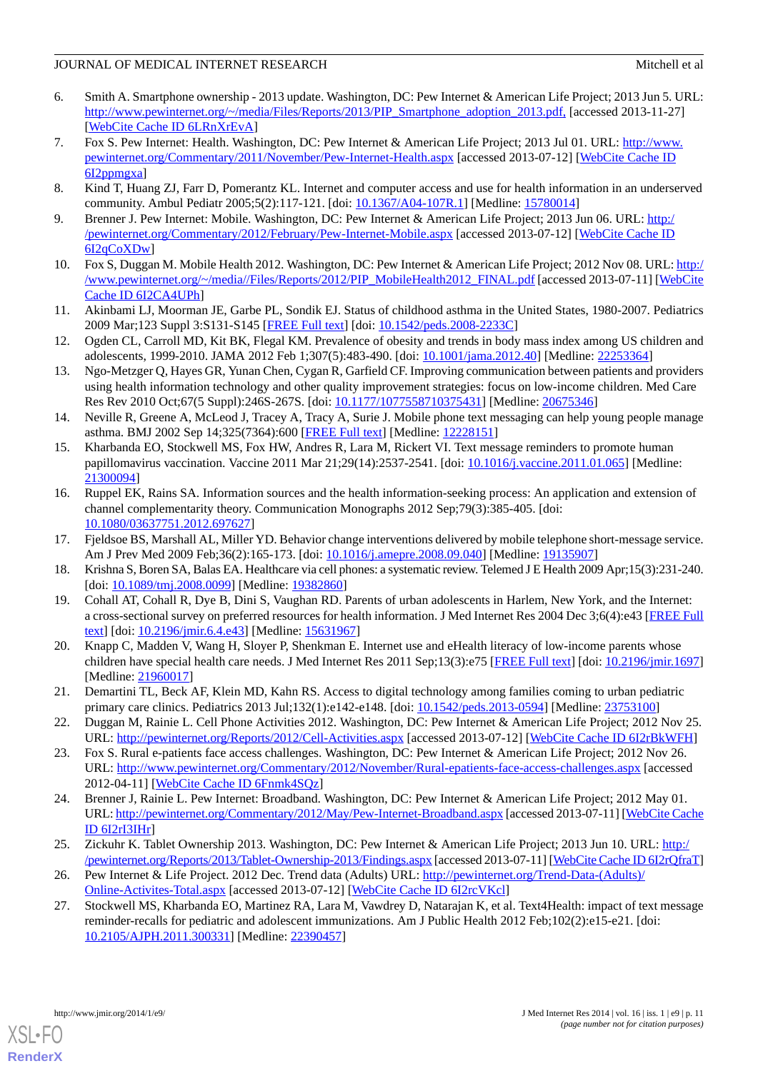6. Smith A. Smartphone ownership - 2013 update. Washington, DC: Pew Internet & American Life Project; 2013 Jun 5. URL: http://www.pewinternet.org/~/media/Files/Reports/2013/PIP_Smartphone_adoption_2013.pdf, [accessed 2013-11-27] [WebCite Cache ID 6LRnXrEvA]
7. Fox S. Pew Internet: Health. Washington, DC: Pew Internet & American Life Project; 2013 Jul 01. URL: http://www.pewinternet.org/Commentary/2011/November/Pew-Internet-Health.aspx [accessed 2013-07-12] [WebCite Cache ID 6I2ppmgxa]
8. Kind T, Huang ZJ, Farr D, Pomerantz KL. Internet and computer access and use for health information in an underserved community. Ambul Pediatr 2005;5(2):117-121. [doi: 10.1367/A04-107R.1] [Medline: 15780014]
9. Brenner J. Pew Internet: Mobile. Washington, DC: Pew Internet & American Life Project; 2013 Jun 06. URL: http://pewinternet.org/Commentary/2012/February/Pew-Internet-Mobile.aspx [accessed 2013-07-12] [WebCite Cache ID 6I2qCoXDw]
10. Fox S, Duggan M. Mobile Health 2012. Washington, DC: Pew Internet & American Life Project; 2012 Nov 08. URL: http://www.pewinternet.org/~/media//Files/Reports/2012/PIP_MobileHealth2012_FINAL.pdf [accessed 2013-07-11] [WebCite Cache ID 6I2CA4UPh]
11. Akinbami LJ, Moorman JE, Garbe PL, Sondik EJ. Status of childhood asthma in the United States, 1980-2007. Pediatrics 2009 Mar;123 Suppl 3:S131-S145 [FREE Full text] [doi: 10.1542/peds.2008-2233C]
12. Ogden CL, Carroll MD, Kit BK, Flegal KM. Prevalence of obesity and trends in body mass index among US children and adolescents, 1999-2010. JAMA 2012 Feb 1;307(5):483-490. [doi: 10.1001/jama.2012.40] [Medline: 22253364]
13. Ngo-Metzger Q, Hayes GR, Yunan Chen, Cygan R, Garfield CF. Improving communication between patients and providers using health information technology and other quality improvement strategies: focus on low-income children. Med Care Res Rev 2010 Oct;67(5 Suppl):246S-267S. [doi: 10.1177/1077558710375431] [Medline: 20675346]
14. Neville R, Greene A, McLeod J, Tracey A, Tracy A, Surie J. Mobile phone text messaging can help young people manage asthma. BMJ 2002 Sep 14;325(7364):600 [FREE Full text] [Medline: 12228151]
15. Kharbanda EO, Stockwell MS, Fox HW, Andres R, Lara M, Rickert VI. Text message reminders to promote human papillomavirus vaccination. Vaccine 2011 Mar 21;29(14):2537-2541. [doi: 10.1016/j.vaccine.2011.01.065] [Medline: 21300094]
16. Ruppel EK, Rains SA. Information sources and the health information-seeking process: An application and extension of channel complementarity theory. Communication Monographs 2012 Sep;79(3):385-405. [doi: 10.1080/03637751.2012.697627]
17. Fjeldsoe BS, Marshall AL, Miller YD. Behavior change interventions delivered by mobile telephone short-message service. Am J Prev Med 2009 Feb;36(2):165-173. [doi: 10.1016/j.amepre.2008.09.040] [Medline: 19135907]
18. Krishna S, Boren SA, Balas EA. Healthcare via cell phones: a systematic review. Telemed J E Health 2009 Apr;15(3):231-240. [doi: 10.1089/tmj.2008.0099] [Medline: 19382860]
19. Cohall AT, Cohall R, Dye B, Dini S, Vaughan RD. Parents of urban adolescents in Harlem, New York, and the Internet: a cross-sectional survey on preferred resources for health information. J Med Internet Res 2004 Dec 3;6(4):e43 [FREE Full text] [doi: 10.2196/jmir.6.4.e43] [Medline: 15631967]
20. Knapp C, Madden V, Wang H, Sloyer P, Shenkman E. Internet use and eHealth literacy of low-income parents whose children have special health care needs. J Med Internet Res 2011 Sep;13(3):e75 [FREE Full text] [doi: 10.2196/jmir.1697] [Medline: 21960017]
21. Demartini TL, Beck AF, Klein MD, Kahn RS. Access to digital technology among families coming to urban pediatric primary care clinics. Pediatrics 2013 Jul;132(1):e142-e148. [doi: 10.1542/peds.2013-0594] [Medline: 23753100]
22. Duggan M, Rainie L. Cell Phone Activities 2012. Washington, DC: Pew Internet & American Life Project; 2012 Nov 25. URL: http://pewinternet.org/Reports/2012/Cell-Activities.aspx [accessed 2013-07-12] [WebCite Cache ID 6I2rBkWFH]
23. Fox S. Rural e-patients face access challenges. Washington, DC: Pew Internet & American Life Project; 2012 Nov 26. URL: http://www.pewinternet.org/Commentary/2012/November/Rural-epatients-face-access-challenges.aspx [accessed 2012-04-11] [WebCite Cache ID 6Fnmk4SQz]
24. Brenner J, Rainie L. Pew Internet: Broadband. Washington, DC: Pew Internet & American Life Project; 2012 May 01. URL: http://pewinternet.org/Commentary/2012/May/Pew-Internet-Broadband.aspx [accessed 2013-07-11] [WebCite Cache ID 6I2rI3IHr]
25. Zickuhr K. Tablet Ownership 2013. Washington, DC: Pew Internet & American Life Project; 2013 Jun 10. URL: http://pewinternet.org/Reports/2013/Tablet-Ownership-2013/Findings.aspx [accessed 2013-07-11] [WebCite Cache ID 6I2rQfraT]
26. Pew Internet & Life Project. 2012 Dec. Trend data (Adults) URL: http://pewinternet.org/Trend-Data-(Adults)/Online-Activites-Total.aspx [accessed 2013-07-12] [WebCite Cache ID 6I2rcVKcl]
27. Stockwell MS, Kharbanda EO, Martinez RA, Lara M, Vawdrey D, Natarajan K, et al. Text4Health: impact of text message reminder-recalls for pediatric and adolescent immunizations. Am J Public Health 2012 Feb;102(2):e15-e21. [doi: 10.2105/AJPH.2011.300331] [Medline: 22390457]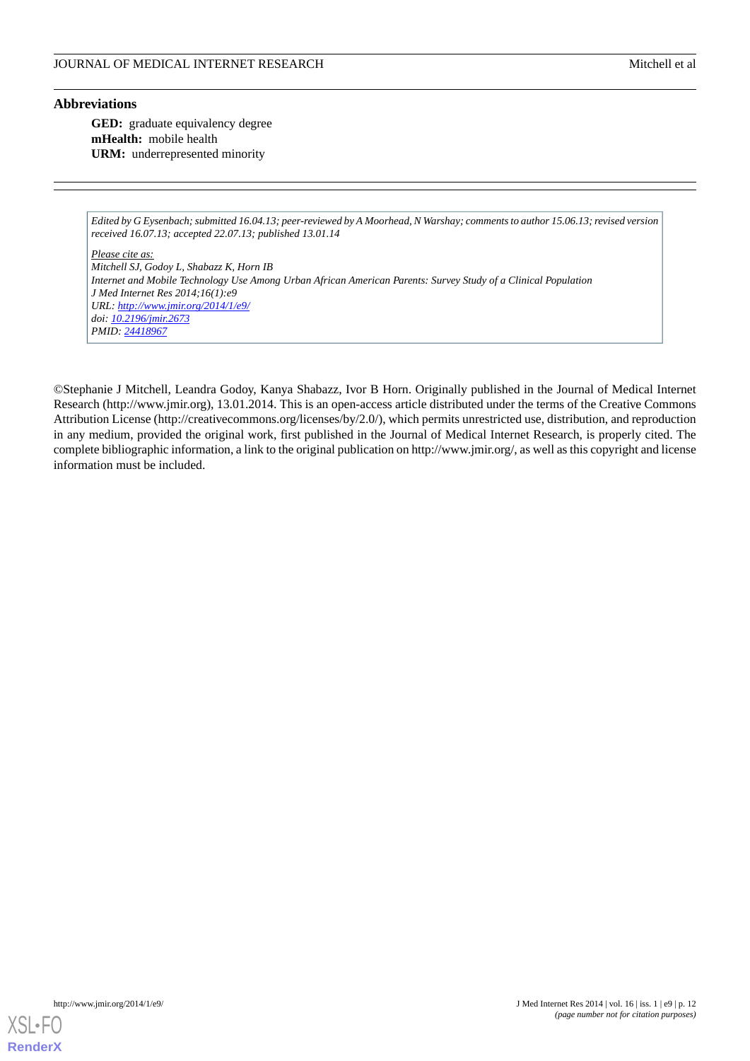## Abbreviations

**GED:** graduate equivalency degree
**mHealth:** mobile health
**URM:** underrepresented minority

*Edited by G Eysenbach; submitted 16.04.13; peer-reviewed by A Moorhead, N Warshay; comments to author 15.06.13; revised version received 16.07.13; accepted 22.07.13; published 13.01.14*

*Please cite as:*
*Mitchell SJ, Godoy L, Shabazz K, Horn IB*
*Internet and Mobile Technology Use Among Urban African American Parents: Survey Study of a Clinical Population*
*J Med Internet Res 2014;16(1):e9*
*URL: http://www.jmir.org/2014/1/e9/*
*doi: 10.2196/jmir.2673*
*PMID: 24418967*

©Stephanie J Mitchell, Leandra Godoy, Kanya Shabazz, Ivor B Horn. Originally published in the Journal of Medical Internet Research (http://www.jmir.org), 13.01.2014. This is an open-access article distributed under the terms of the Creative Commons Attribution License (http://creativecommons.org/licenses/by/2.0/), which permits unrestricted use, distribution, and reproduction in any medium, provided the original work, first published in the Journal of Medical Internet Research, is properly cited. The complete bibliographic information, a link to the original publication on http://www.jmir.org/, as well as this copyright and license information must be included.